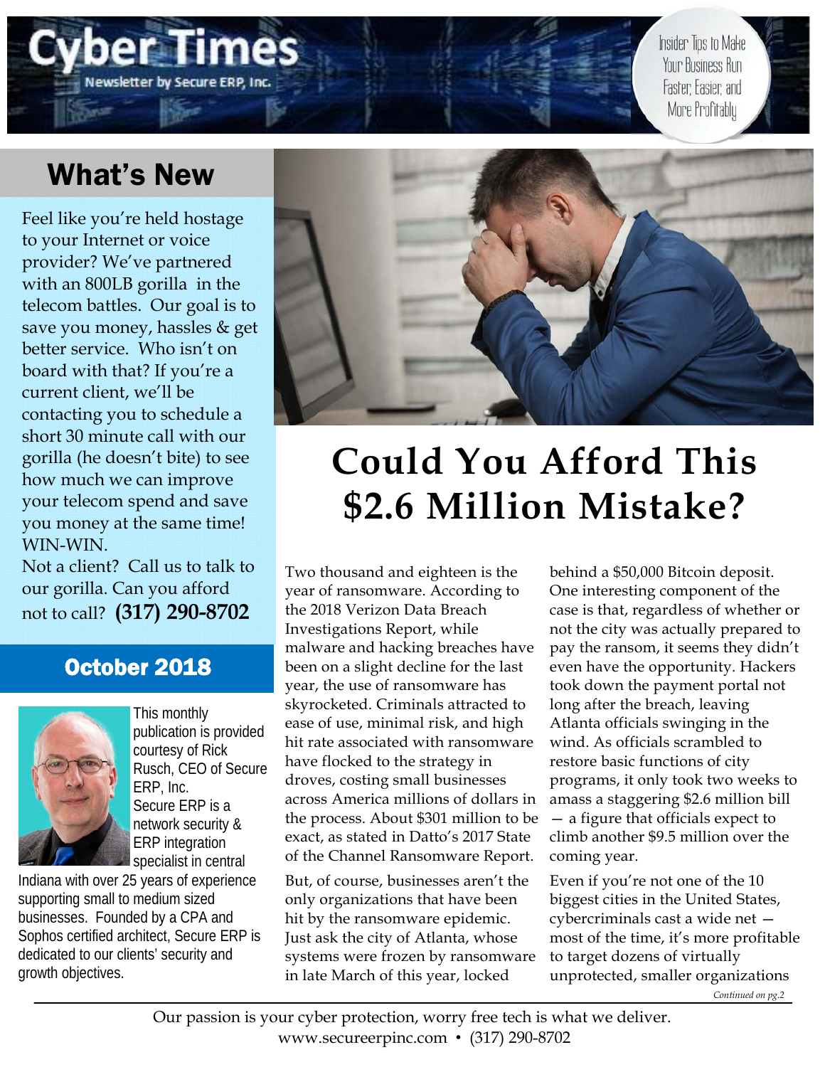# Cyber Times

Newsletter by Secure ERP, Inc.

Insider Tips to Make Your Business Run Faster, Easier, and More Profitably

## What's New

Feel like you're held hostage to your Internet or voice provider? We've partnered with an 800LB gorilla in the telecom battles. Our goal is to save you money, hassles & get better service. Who isn't on board with that? If you're a current client, we'll be contacting you to schedule a short 30 minute call with our gorilla (he doesn't bite) to see how much we can improve your telecom spend and save you money at the same time! WIN-WIN.

Not a client? Call us to talk to our gorilla. Can you afford not to call? **(317) 290-8702**

## October 2018

This monthly publication is provided courtesy of Rick Rusch, CEO of Secure ERP, Inc.

Secure ERP is a network security & ERP integration specialist in central Indiana with over 25 years of experience supporting small to medium sized businesses. Founded by a CPA and Sophos certified architect, Secure ERP is dedicated to our clients' security and growth objectives.

# Could You Afford This $2.6 Million Mistake?

Two thousand and eighteen is the year of ransomware. According to the 2018 Verizon Data Breach Investigations Report, while malware and hacking breaches have been on a slight decline for the last year, the use of ransomware has skyrocketed. Criminals attracted to ease of use, minimal risk, and high hit rate associated with ransomware have flocked to the strategy in droves, costing small businesses across America millions of dollars in the process. About $301 million to be exact, as stated in Datto's 2017 State of the Channel Ransomware Report.

But, of course, businesses aren't the only organizations that have been hit by the ransomware epidemic. Just ask the city of Atlanta, whose systems were frozen by ransomware in late March of this year, locked behind a $50,000 Bitcoin deposit. One interesting component of the case is that, regardless of whether or not the city was actually prepared to pay the ransom, it seems they didn't even have the opportunity. Hackers took down the payment portal not long after the breach, leaving Atlanta officials swinging in the wind. As officials scrambled to restore basic functions of city programs, it only took two weeks to amass a staggering $2.6 million bill — a figure that officials expect to climb another $9.5 million over the coming year.

Even if you're not one of the 10 biggest cities in the United States, cybercriminals cast a wide net — most of the time, it's more profitable to target dozens of virtually unprotected, smaller organizations

*Continued on pg.2*

Our passion is your cyber protection, worry free tech is what we deliver.
www.secureerpinc.com • (317) 290-8702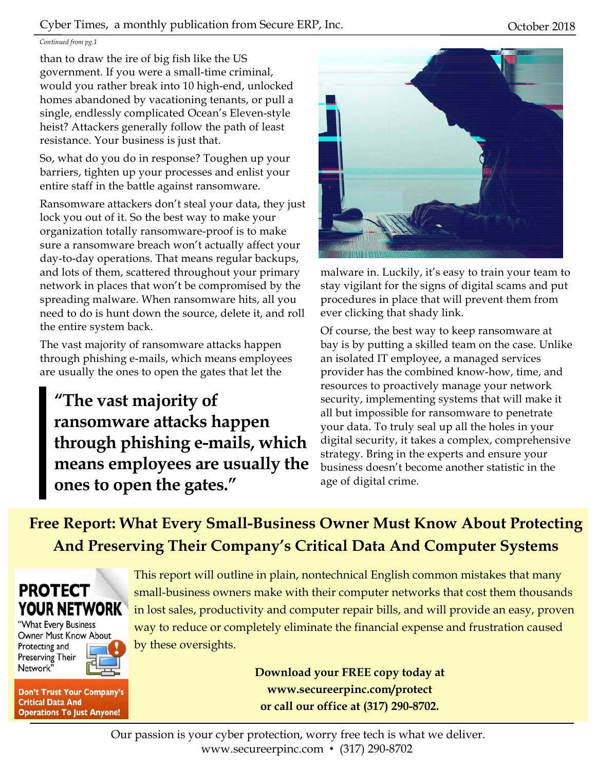*Continued from pg.1*

than to draw the ire of big fish like the US government. If you were a small-time criminal, would you rather break into 10 high-end, unlocked homes abandoned by vacationing tenants, or pull a single, endlessly complicated Ocean's Eleven-style heist? Attackers generally follow the path of least resistance. Your business is just that.

So, what do you do in response? Toughen up your barriers, tighten up your processes and enlist your entire staff in the battle against ransomware.

Ransomware attackers don't steal your data, they just lock you out of it. So the best way to make your organization totally ransomware-proof is to make sure a ransomware breach won't actually affect your day-to-day operations. That means regular backups, and lots of them, scattered throughout your primary network in places that won't be compromised by the spreading malware. When ransomware hits, all you need to do is hunt down the source, delete it, and roll the entire system back.

The vast majority of ransomware attacks happen through phishing e-mails, which means employees are usually the ones to open the gates that let the malware in. Luckily, it's easy to train your team to stay vigilant for the signs of digital scams and put procedures in place that will prevent them from ever clicking that shady link.

> **"The vast majority of ransomware attacks happen through phishing e-mails, which means employees are usually the ones to open the gates."**

Of course, the best way to keep ransomware at bay is by putting a skilled team on the case. Unlike an isolated IT employee, a managed services provider has the combined know-how, time, and resources to proactively manage your network security, implementing systems that will make it all but impossible for ransomware to penetrate your data. To truly seal up all the holes in your digital security, it takes a complex, comprehensive strategy. Bring in the experts and ensure your business doesn't become another statistic in the age of digital crime.

## Free Report: What Every Small-Business Owner Must Know About Protecting And Preserving Their Company's Critical Data And Computer Systems

**PROTECT YOUR NETWORK**

"What Every Business Owner Must Know About Protecting and Preserving Their Network"

**Don't Trust Your Company's Critical Data And Operations To Just Anyone!**

This report will outline in plain, nontechnical English common mistakes that many small-business owners make with their computer networks that cost them thousands in lost sales, productivity and computer repair bills, and will provide an easy, proven way to reduce or completely eliminate the financial expense and frustration caused by these oversights.

**Download your FREE copy today at www.secureerpinc.com/protect or call our office at (317) 290-8702.**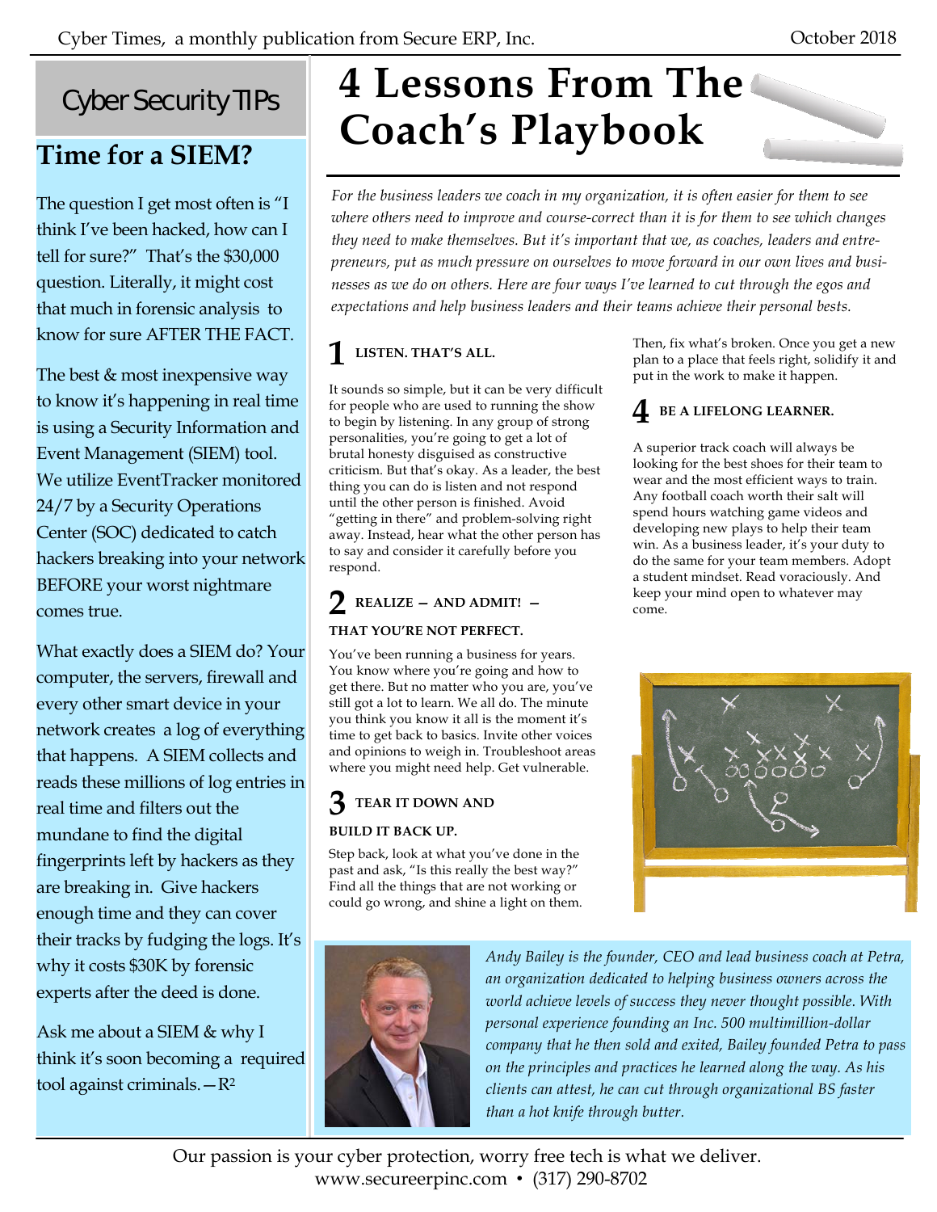## Cyber Security TIPs

### Time for a SIEM?

The question I get most often is "I think I've been hacked, how can I tell for sure?" That's the $30,000 question. Literally, it might cost that much in forensic analysis to know for sure AFTER THE FACT.

The best & most inexpensive way to know it's happening in real time is using a Security Information and Event Management (SIEM) tool. We utilize EventTracker monitored 24/7 by a Security Operations Center (SOC) dedicated to catch hackers breaking into your network BEFORE your worst nightmare comes true.

What exactly does a SIEM do? Your computer, the servers, firewall and every other smart device in your network creates a log of everything that happens. A SIEM collects and reads these millions of log entries in real time and filters out the mundane to find the digital fingerprints left by hackers as they are breaking in. Give hackers enough time and they can cover their tracks by fudging the logs. It's why it costs $30K by forensic experts after the deed is done.

Ask me about a SIEM & why I think it's soon becoming a required tool against criminals.—$R^2$

# 4 Lessons From The Coach's Playbook

*For the business leaders we coach in my organization, it is often easier for them to see where others need to improve and course-correct than it is for them to see which changes they need to make themselves. But it's important that we, as coaches, leaders and entrepreneurs, put as much pressure on ourselves to move forward in our own lives and businesses as we do on others. Here are four ways I've learned to cut through the egos and expectations and help business leaders and their teams achieve their personal bests.*

### 1 LISTEN. THAT'S ALL.

It sounds so simple, but it can be very difficult for people who are used to running the show to begin by listening. In any group of strong personalities, you're going to get a lot of brutal honesty disguised as constructive criticism. But that's okay. As a leader, the best thing you can do is listen and not respond until the other person is finished. Avoid "getting in there" and problem-solving right away. Instead, hear what the other person has to say and consider it carefully before you respond.

### 2 REALIZE — AND ADMIT! — THAT YOU'RE NOT PERFECT.

You've been running a business for years. You know where you're going and how to get there. But no matter who you are, you've still got a lot to learn. We all do. The minute you think you know it all is the moment it's time to get back to basics. Invite other voices and opinions to weigh in. Troubleshoot areas where you might need help. Get vulnerable.

### 3 TEAR IT DOWN AND BUILD IT BACK UP.

Step back, look at what you've done in the past and ask, "Is this really the best way?" Find all the things that are not working or could go wrong, and shine a light on them. Then, fix what's broken. Once you get a new plan to a place that feels right, solidify it and put in the work to make it happen.

### 4 BE A LIFELONG LEARNER.

A superior track coach will always be looking for the best shoes for their team to wear and the most efficient ways to train. Any football coach worth their salt will spend hours watching game videos and developing new plays to help their team win. As a business leader, it's your duty to do the same for your team members. Adopt a student mindset. Read voraciously. And keep your mind open to whatever may come.

*Andy Bailey is the founder, CEO and lead business coach at Petra, an organization dedicated to helping business owners across the world achieve levels of success they never thought possible. With personal experience founding an Inc. 500 multimillion-dollar company that he then sold and exited, Bailey founded Petra to pass on the principles and practices he learned along the way. As his clients can attest, he can cut through organizational BS faster than a hot knife through butter.*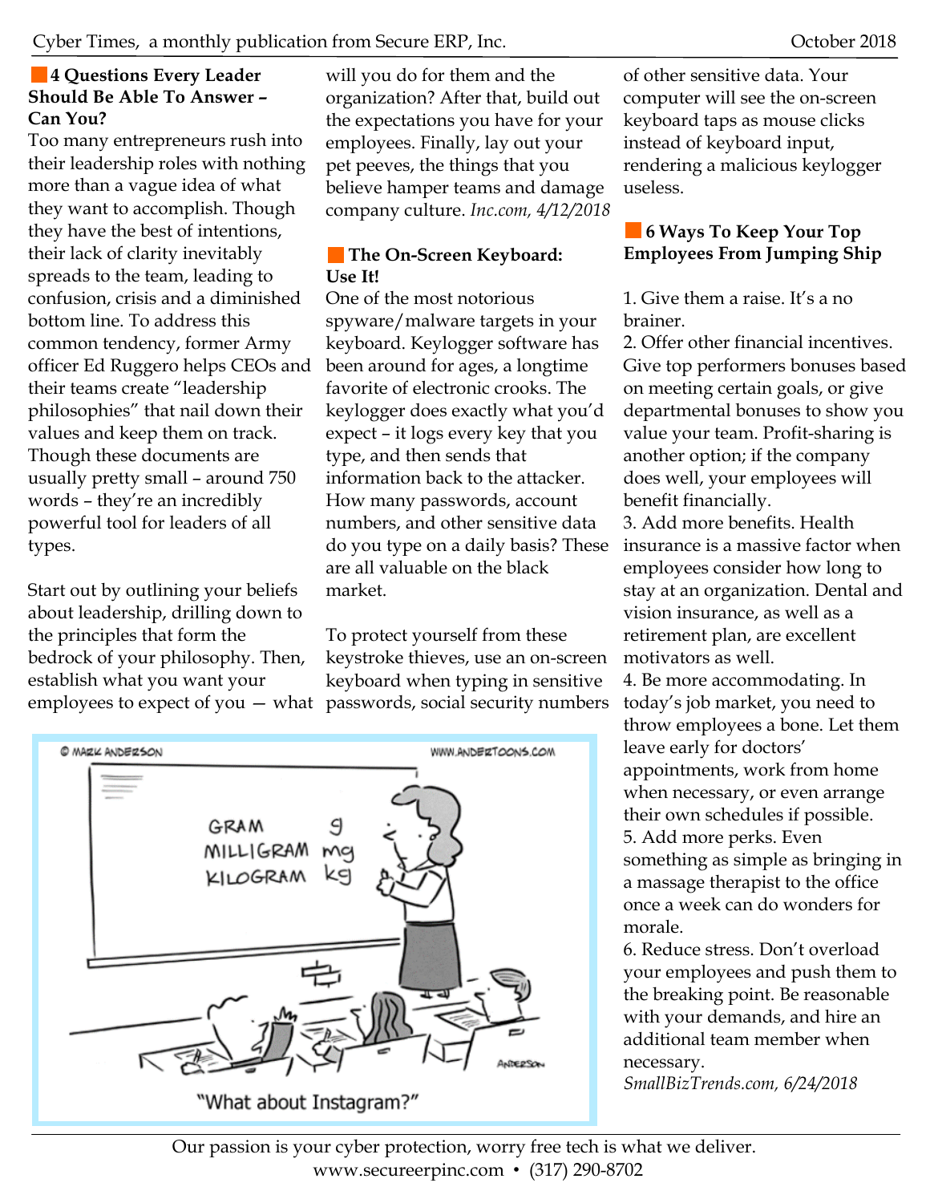### 4 Questions Every Leader Should Be Able To Answer – Can You?

Too many entrepreneurs rush into their leadership roles with nothing more than a vague idea of what they want to accomplish. Though they have the best of intentions, their lack of clarity inevitably spreads to the team, leading to confusion, crisis and a diminished bottom line. To address this common tendency, former Army officer Ed Ruggero helps CEOs and their teams create "leadership philosophies" that nail down their values and keep them on track. Though these documents are usually pretty small – around 750 words – they're an incredibly powerful tool for leaders of all types.

Start out by outlining your beliefs about leadership, drilling down to the principles that form the bedrock of your philosophy. Then, establish what you want your employees to expect of you — what will you do for them and the organization? After that, build out the expectations you have for your employees. Finally, lay out your pet peeves, the things that you believe hamper teams and damage company culture. *Inc.com, 4/12/2018*

### The On-Screen Keyboard: Use It!

One of the most notorious spyware/malware targets in your keyboard. Keylogger software has been around for ages, a longtime favorite of electronic crooks. The keylogger does exactly what you'd expect – it logs every key that you type, and then sends that information back to the attacker. How many passwords, account numbers, and other sensitive data do you type on a daily basis? These are all valuable on the black market.

To protect yourself from these keystroke thieves, use an on-screen keyboard when typing in sensitive passwords, social security numbers of other sensitive data. Your computer will see the on-screen keyboard taps as mouse clicks instead of keyboard input, rendering a malicious keylogger useless.

"What about Instagram?"

### 6 Ways To Keep Your Top Employees From Jumping Ship

1. Give them a raise. It's a no brainer.
2. Offer other financial incentives. Give top performers bonuses based on meeting certain goals, or give departmental bonuses to show you value your team. Profit-sharing is another option; if the company does well, your employees will benefit financially.
3. Add more benefits. Health insurance is a massive factor when employees consider how long to stay at an organization. Dental and vision insurance, as well as a retirement plan, are excellent motivators as well.
4. Be more accommodating. In today's job market, you need to throw employees a bone. Let them leave early for doctors' appointments, work from home when necessary, or even arrange their own schedules if possible.
5. Add more perks. Even something as simple as bringing in a massage therapist to the office once a week can do wonders for morale.
6. Reduce stress. Don't overload your employees and push them to the breaking point. Be reasonable with your demands, and hire an additional team member when necessary.

*SmallBizTrends.com, 6/24/2018*